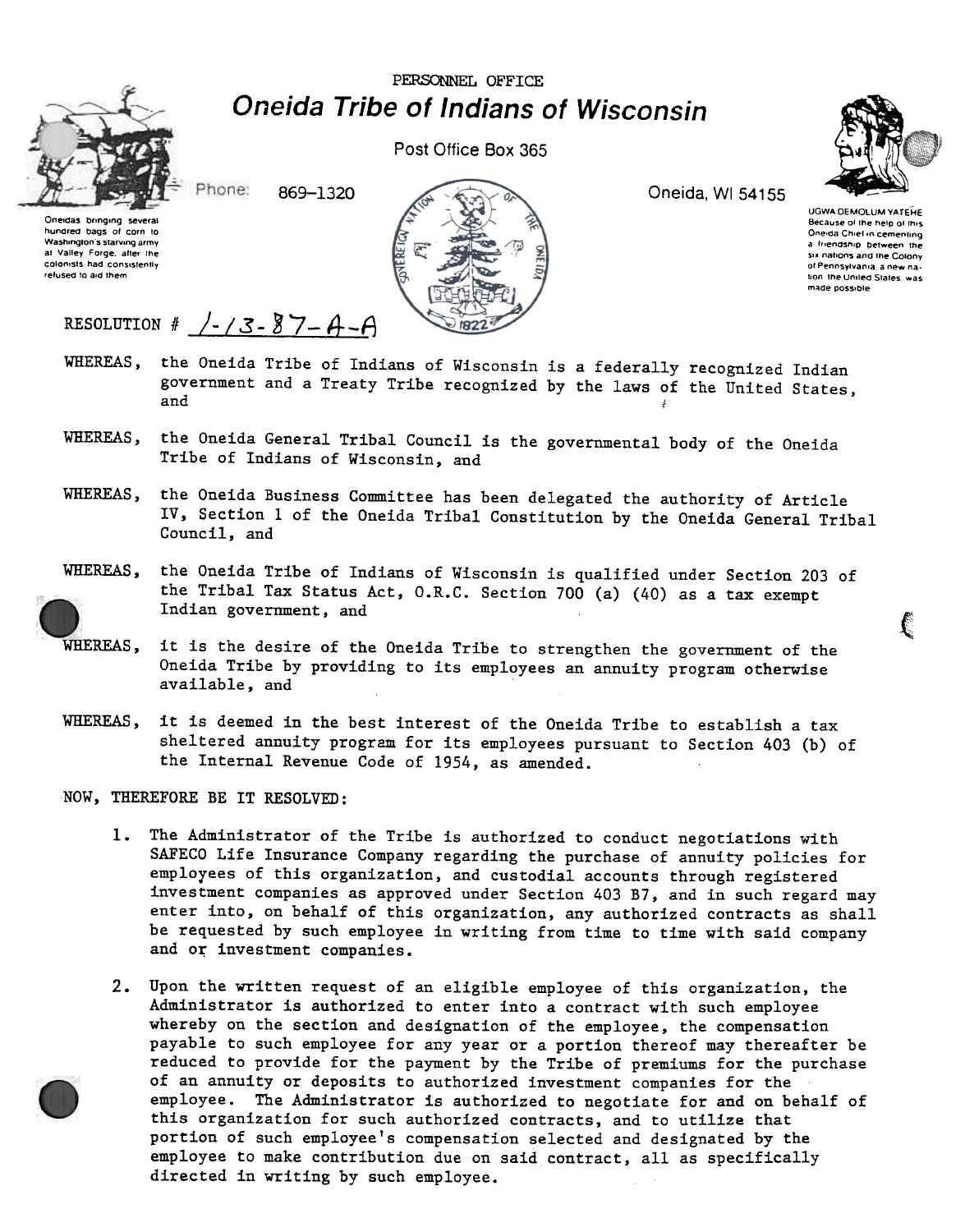PERSONNEL OFFICE

# Oneida Tribe of Indians of Wisconsin

Post Office Box 365

Phone: 869-1320

Oneida, WI 54155

Oneidas bringing several hundred bags of corn to Washington's starving army at Valley Forge, after the colonists had consistently refused to aid them

UGWA DEMOLUM YATEHE
Because of the help of this Oneida Chief in cementing a friendship between the six nations and the Colony of Pennsylvania, a new nation, the United States, was made possible

RESOLUTION # 1-13-87-A-A

WHEREAS, the Oneida Tribe of Indians of Wisconsin is a federally recognized Indian government and a Treaty Tribe recognized by the laws of the United States, and

WHEREAS, the Oneida General Tribal Council is the governmental body of the Oneida Tribe of Indians of Wisconsin, and

WHEREAS, the Oneida Business Committee has been delegated the authority of Article IV, Section 1 of the Oneida Tribal Constitution by the Oneida General Tribal Council, and

WHEREAS, the Oneida Tribe of Indians of Wisconsin is qualified under Section 203 of the Tribal Tax Status Act, O.R.C. Section 700 (a) (40) as a tax exempt Indian government, and

WHEREAS, it is the desire of the Oneida Tribe to strengthen the government of the Oneida Tribe by providing to its employees an annuity program otherwise available, and

WHEREAS, it is deemed in the best interest of the Oneida Tribe to establish a tax sheltered annuity program for its employees pursuant to Section 403 (b) of the Internal Revenue Code of 1954, as amended.

NOW, THEREFORE BE IT RESOLVED:

1. The Administrator of the Tribe is authorized to conduct negotiations with SAFECO Life Insurance Company regarding the purchase of annuity policies for employees of this organization, and custodial accounts through registered investment companies as approved under Section 403 B7, and in such regard may enter into, on behalf of this organization, any authorized contracts as shall be requested by such employee in writing from time to time with said company and or investment companies.

2. Upon the written request of an eligible employee of this organization, the Administrator is authorized to enter into a contract with such employee whereby on the section and designation of the employee, the compensation payable to such employee for any year or a portion thereof may thereafter be reduced to provide for the payment by the Tribe of premiums for the purchase of an annuity or deposits to authorized investment companies for the employee. The Administrator is authorized to negotiate for and on behalf of this organization for such authorized contracts, and to utilize that portion of such employee's compensation selected and designated by the employee to make contribution due on said contract, all as specifically directed in writing by such employee.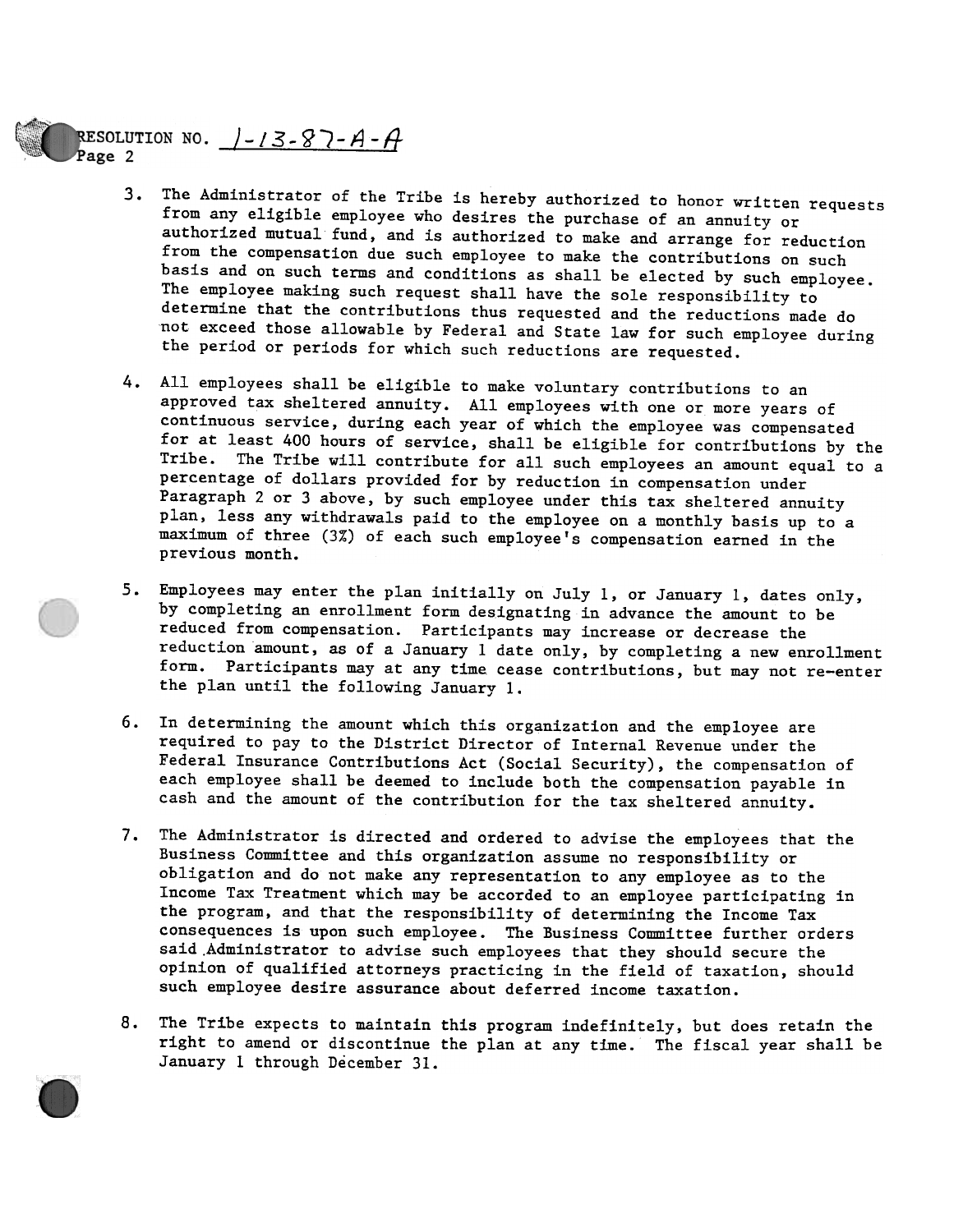RESOLUTION NO. 1-13-87-A-A
Page 2

3. The Administrator of the Tribe is hereby authorized to honor written requests from any eligible employee who desires the purchase of an annuity or authorized mutual fund, and is authorized to make and arrange for reduction from the compensation due such employee to make the contributions on such basis and on such terms and conditions as shall be elected by such employee. The employee making such request shall have the sole responsibility to determine that the contributions thus requested and the reductions made do not exceed those allowable by Federal and State law for such employee during the period or periods for which such reductions are requested.

4. All employees shall be eligible to make voluntary contributions to an approved tax sheltered annuity. All employees with one or more years of continuous service, during each year of which the employee was compensated for at least 400 hours of service, shall be eligible for contributions by the Tribe. The Tribe will contribute for all such employees an amount equal to a percentage of dollars provided for by reduction in compensation under Paragraph 2 or 3 above, by such employee under this tax sheltered annuity plan, less any withdrawals paid to the employee on a monthly basis up to a maximum of three (3%) of each such employee's compensation earned in the previous month.

5. Employees may enter the plan initially on July 1, or January 1, dates only, by completing an enrollment form designating in advance the amount to be reduced from compensation. Participants may increase or decrease the reduction amount, as of a January 1 date only, by completing a new enrollment form. Participants may at any time cease contributions, but may not re-enter the plan until the following January 1.

6. In determining the amount which this organization and the employee are required to pay to the District Director of Internal Revenue under the Federal Insurance Contributions Act (Social Security), the compensation of each employee shall be deemed to include both the compensation payable in cash and the amount of the contribution for the tax sheltered annuity.

7. The Administrator is directed and ordered to advise the employees that the Business Committee and this organization assume no responsibility or obligation and do not make any representation to any employee as to the Income Tax Treatment which may be accorded to an employee participating in the program, and that the responsibility of determining the Income Tax consequences is upon such employee. The Business Committee further orders said Administrator to advise such employees that they should secure the opinion of qualified attorneys practicing in the field of taxation, should such employee desire assurance about deferred income taxation.

8. The Tribe expects to maintain this program indefinitely, but does retain the right to amend or discontinue the plan at any time. The fiscal year shall be January 1 through December 31.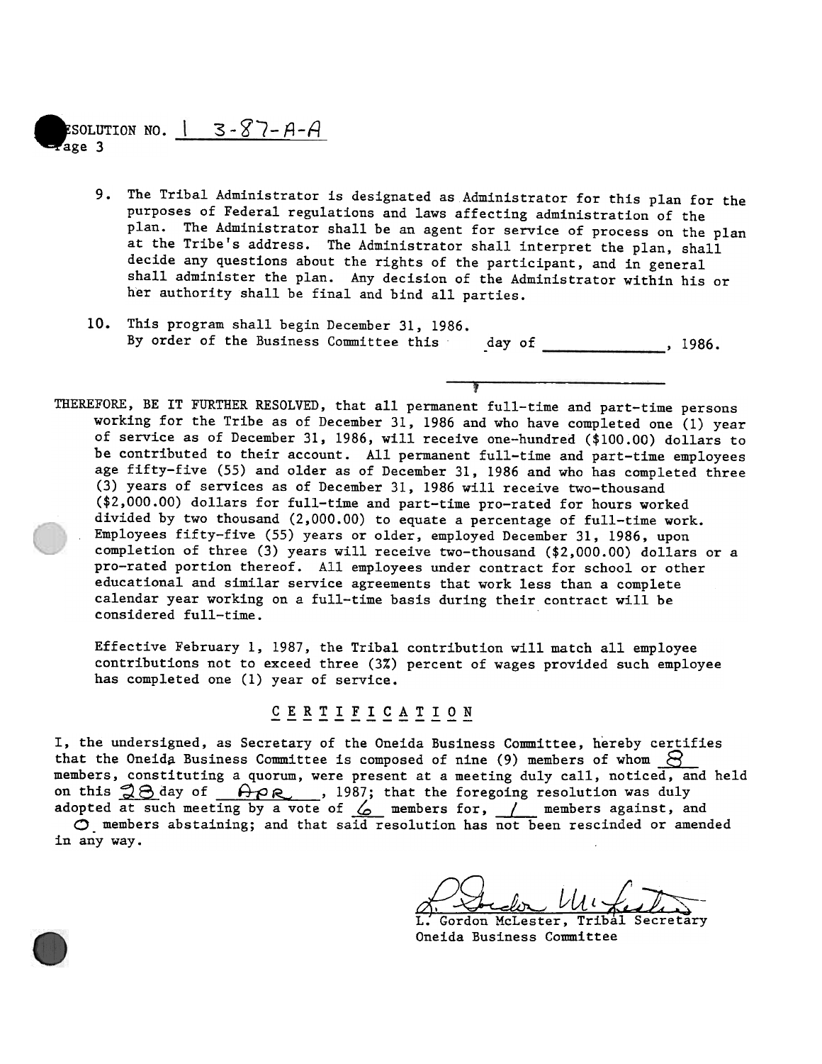RESOLUTION NO. 1 3-87-A-A
Page 3

9. The Tribal Administrator is designated as Administrator for this plan for the purposes of Federal regulations and laws affecting administration of the plan. The Administrator shall be an agent for service of process on the plan at the Tribe's address. The Administrator shall interpret the plan, shall decide any questions about the rights of the participant, and in general shall administer the plan. Any decision of the Administrator within his or her authority shall be final and bind all parties.

10. This program shall begin December 31, 1986.
    By order of the Business Committee this ____ day of ______________, 1986.

________________________

THEREFORE, BE IT FURTHER RESOLVED, that all permanent full-time and part-time persons working for the Tribe as of December 31, 1986 and who have completed one (1) year of service as of December 31, 1986, will receive one-hundred ($100.00) dollars to be contributed to their account. All permanent full-time and part-time employees age fifty-five (55) and older as of December 31, 1986 and who has completed three (3) years of services as of December 31, 1986 will receive two-thousand ($2,000.00) dollars for full-time and part-time pro-rated for hours worked divided by two thousand (2,000.00) to equate a percentage of full-time work. Employees fifty-five (55) years or older, employed December 31, 1986, upon completion of three (3) years will receive two-thousand ($2,000.00) dollars or a pro-rated portion thereof. All employees under contract for school or other educational and similar service agreements that work less than a complete calendar year working on a full-time basis during their contract will be considered full-time.

Effective February 1, 1987, the Tribal contribution will match all employee contributions not to exceed three (3%) percent of wages provided such employee has completed one (1) year of service.

## CERTIFICATION

I, the undersigned, as Secretary of the Oneida Business Committee, hereby certifies that the Oneida Business Committee is composed of nine (9) members of whom 8 members, constituting a quorum, were present at a meeting duly call, noticed, and held on this 28 day of APR, 1987; that the foregoing resolution was duly adopted at such meeting by a vote of 6 members for, 1 members against, and 0 members abstaining; and that said resolution has not been rescinded or amended in any way.

L. Gordon McLester, Tribal Secretary
Oneida Business Committee